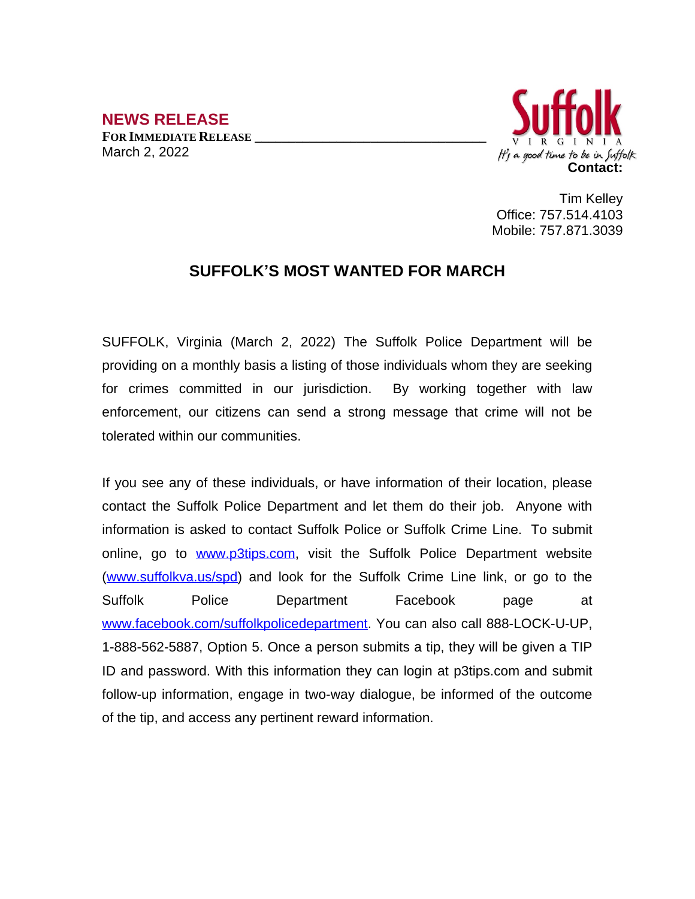**NEWS RELEASE**

**FOR IMMEDIATE RELEASE**

March 2, 2022

Suffolk
VIRGINIA
It's a good time to be in Suffolk

**Contact:**

Tim Kelley
Office: 757.514.4103
Mobile: 757.871.3039

# SUFFOLK'S MOST WANTED FOR MARCH

SUFFOLK, Virginia (March 2, 2022) The Suffolk Police Department will be providing on a monthly basis a listing of those individuals whom they are seeking for crimes committed in our jurisdiction. By working together with law enforcement, our citizens can send a strong message that crime will not be tolerated within our communities.

If you see any of these individuals, or have information of their location, please contact the Suffolk Police Department and let them do their job. Anyone with information is asked to contact Suffolk Police or Suffolk Crime Line. To submit online, go to [www.p3tips.com](http://www.p3tips.com), visit the Suffolk Police Department website ([www.suffolkva.us/spd](http://www.suffolkva.us/spd)) and look for the Suffolk Crime Line link, or go to the Suffolk Police Department Facebook page at [www.facebook.com/suffolkpolicedepartment](http://www.facebook.com/suffolkpolicedepartment). You can also call 888-LOCK-U-UP, 1-888-562-5887, Option 5. Once a person submits a tip, they will be given a TIP ID and password. With this information they can login at p3tips.com and submit follow-up information, engage in two-way dialogue, be informed of the outcome of the tip, and access any pertinent reward information.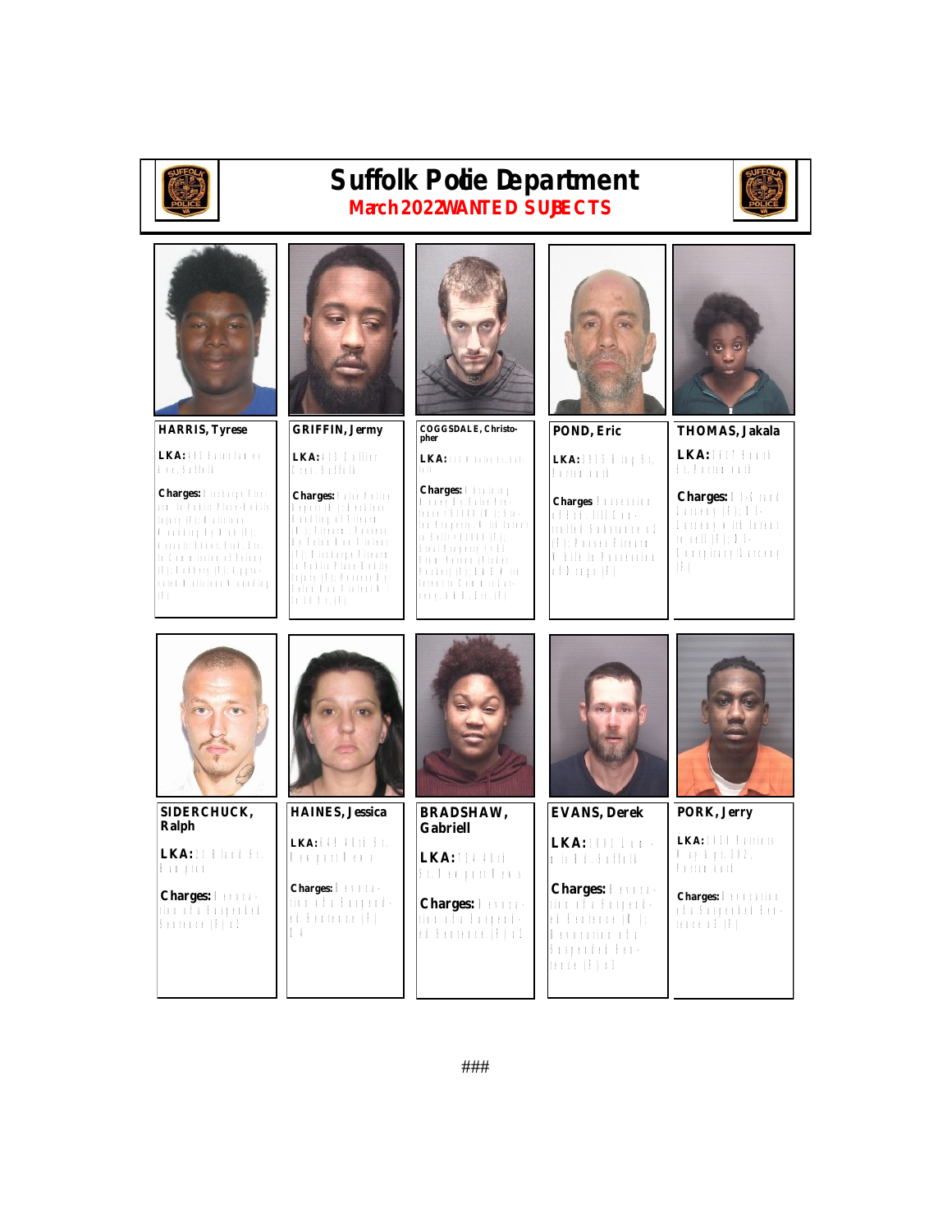# Suffolk Polie Department

## March 2022 WANTED SUBJECTS

**HARRIS, Tyrese**

**LKA:**

**Charges:**

**GRIFFIN, Jermy**

**LKA:**

**Charges:**

**COGGSDALE, Christopher**

**LKA:**

**Charges:**

**POND, Eric**

**LKA:**

**Charges**

**THOMAS, Jakala**

**LKA:**

**Charges:**

**SIDERCHUCK, Ralph**

**LKA:**

**Charges:**

**HAINES, Jessica**

**LKA:**

**Charges:**

**BRADSHAW, Gabriell**

**LKA:**

**Charges:**

**EVANS, Derek**

**LKA:**

**Charges:**

**PORK, Jerry**

**LKA:**

**Charges:**

###